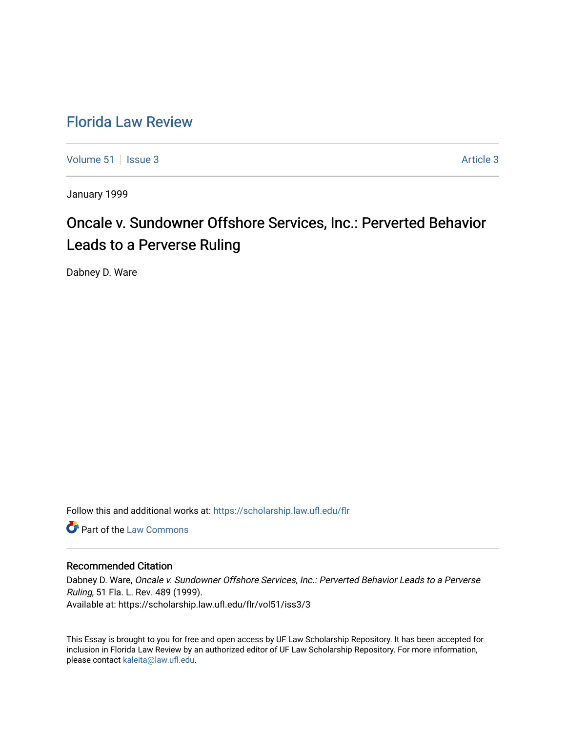# Florida Law Review

Volume 51 | Issue 3 | Article 3

January 1999

## Oncale v. Sundowner Offshore Services, Inc.: Perverted Behavior Leads to a Perverse Ruling

Dabney D. Ware

Follow this and additional works at: https://scholarship.law.ufl.edu/flr

Part of the Law Commons

### Recommended Citation

Dabney D. Ware, *Oncale v. Sundowner Offshore Services, Inc.: Perverted Behavior Leads to a Perverse Ruling*, 51 Fla. L. Rev. 489 (1999).
Available at: https://scholarship.law.ufl.edu/flr/vol51/iss3/3

This Essay is brought to you for free and open access by UF Law Scholarship Repository. It has been accepted for inclusion in Florida Law Review by an authorized editor of UF Law Scholarship Repository. For more information, please contact kaleita@law.ufl.edu.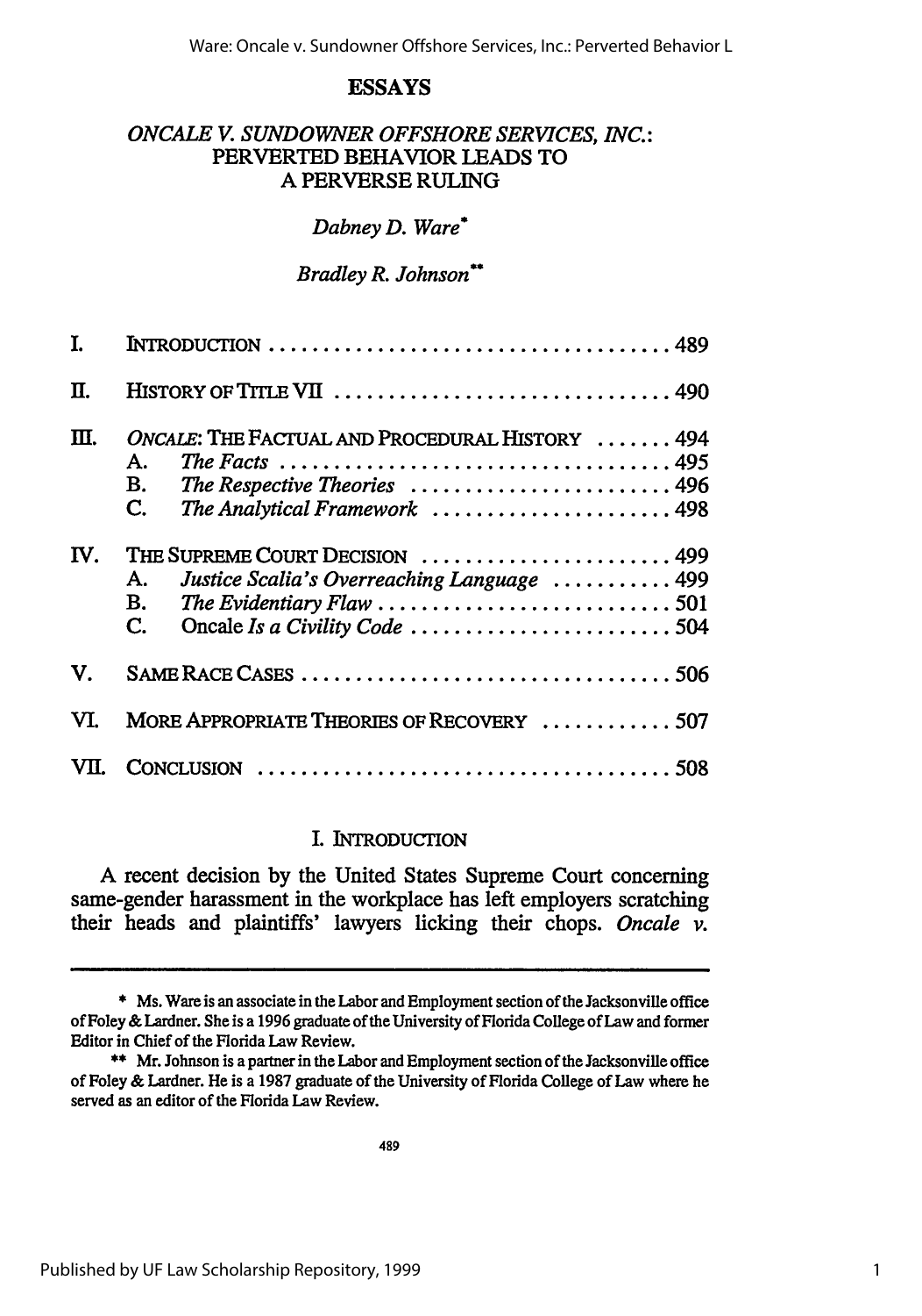# ESSAYS

## *ONCALE V. SUNDOWNER OFFSHORE SERVICES, INC.*: PERVERTED BEHAVIOR LEADS TO A PERVERSE RULING

*Dabney D. Ware*\*

*Bradley R. Johnson*\*\*

| | | |
|---|---|---|
| I. | INTRODUCTION | 489 |
| II. | HISTORY OF TITLE VII | 490 |
| III. | *ONCALE*: THE FACTUAL AND PROCEDURAL HISTORY | 494 |
| | A. *The Facts* | 495 |
| | B. *The Respective Theories* | 496 |
| | C. *The Analytical Framework* | 498 |
| IV. | THE SUPREME COURT DECISION | 499 |
| | A. *Justice Scalia's Overreaching Language* | 499 |
| | B. *The Evidentiary Flaw* | 501 |
| | C. Oncale *Is a Civility Code* | 504 |
| V. | SAME RACE CASES | 506 |
| VI. | MORE APPROPRIATE THEORIES OF RECOVERY | 507 |
| VII. | CONCLUSION | 508 |

### I. INTRODUCTION

A recent decision by the United States Supreme Court concerning same-gender harassment in the workplace has left employers scratching their heads and plaintiffs' lawyers licking their chops. *Oncale v.*

---

\* Ms. Ware is an associate in the Labor and Employment section of the Jacksonville office of Foley & Lardner. She is a 1996 graduate of the University of Florida College of Law and former Editor in Chief of the Florida Law Review.

\*\* Mr. Johnson is a partner in the Labor and Employment section of the Jacksonville office of Foley & Lardner. He is a 1987 graduate of the University of Florida College of Law where he served as an editor of the Florida Law Review.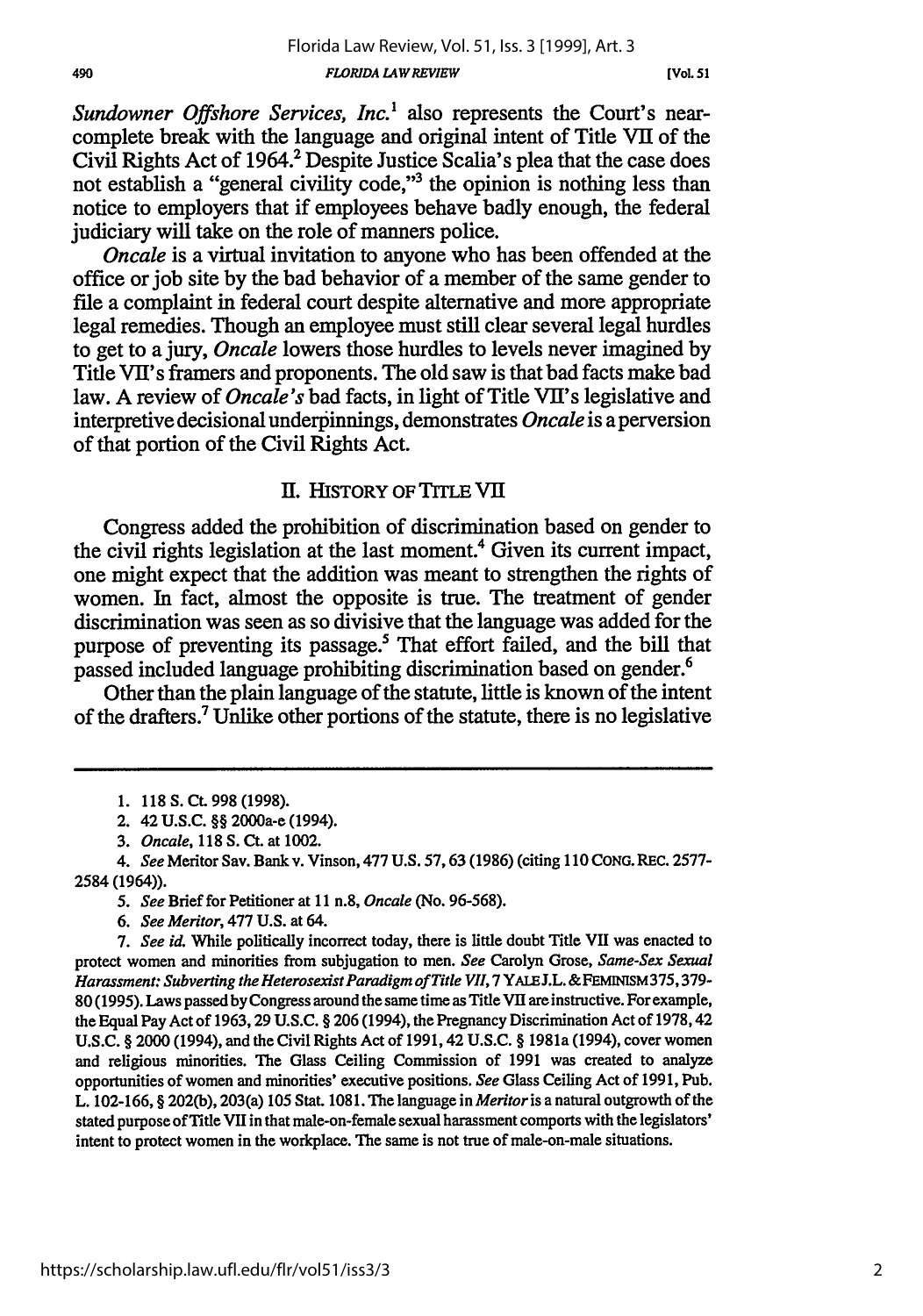*Sundowner Offshore Services, Inc.*[1] also represents the Court's near-complete break with the language and original intent of Title VII of the Civil Rights Act of 1964.[2] Despite Justice Scalia's plea that the case does not establish a "general civility code,"[3] the opinion is nothing less than notice to employers that if employees behave badly enough, the federal judiciary will take on the role of manners police.

*Oncale* is a virtual invitation to anyone who has been offended at the office or job site by the bad behavior of a member of the same gender to file a complaint in federal court despite alternative and more appropriate legal remedies. Though an employee must still clear several legal hurdles to get to a jury, *Oncale* lowers those hurdles to levels never imagined by Title VII's framers and proponents. The old saw is that bad facts make bad law. A review of *Oncale's* bad facts, in light of Title VII's legislative and interpretive decisional underpinnings, demonstrates *Oncale* is a perversion of that portion of the Civil Rights Act.

## II. HISTORY OF TITLE VII

Congress added the prohibition of discrimination based on gender to the civil rights legislation at the last moment.[4] Given its current impact, one might expect that the addition was meant to strengthen the rights of women. In fact, almost the opposite is true. The treatment of gender discrimination was seen as so divisive that the language was added for the purpose of preventing its passage.[5] That effort failed, and the bill that passed included language prohibiting discrimination based on gender.[6]

Other than the plain language of the statute, little is known of the intent of the drafters.[7] Unlike other portions of the statute, there is no legislative

---

1. 118 S. Ct. 998 (1998).

2. 42 U.S.C. §§ 2000a-e (1994).

3. *Oncale*, 118 S. Ct. at 1002.

4. *See* Meritor Sav. Bank v. Vinson, 477 U.S. 57, 63 (1986) (citing 110 CONG. REC. 2577-2584 (1964)).

5. *See* Brief for Petitioner at 11 n.8, *Oncale* (No. 96-568).

6. *See Meritor*, 477 U.S. at 64.

7. *See id.* While politically incorrect today, there is little doubt Title VII was enacted to protect women and minorities from subjugation to men. *See* Carolyn Grose, *Same-Sex Sexual Harassment: Subverting the Heterosexist Paradigm of Title VII*, 7 YALE J.L. & FEMINISM 375, 379-80 (1995). Laws passed by Congress around the same time as Title VII are instructive. For example, the Equal Pay Act of 1963, 29 U.S.C. § 206 (1994), the Pregnancy Discrimination Act of 1978, 42 U.S.C. § 2000 (1994), and the Civil Rights Act of 1991, 42 U.S.C. § 1981a (1994), cover women and religious minorities. The Glass Ceiling Commission of 1991 was created to analyze opportunities of women and minorities' executive positions. *See* Glass Ceiling Act of 1991, Pub. L. 102-166, § 202(b), 203(a) 105 Stat. 1081. The language in *Meritor* is a natural outgrowth of the stated purpose of Title VII in that male-on-female sexual harassment comports with the legislators' intent to protect women in the workplace. The same is not true of male-on-male situations.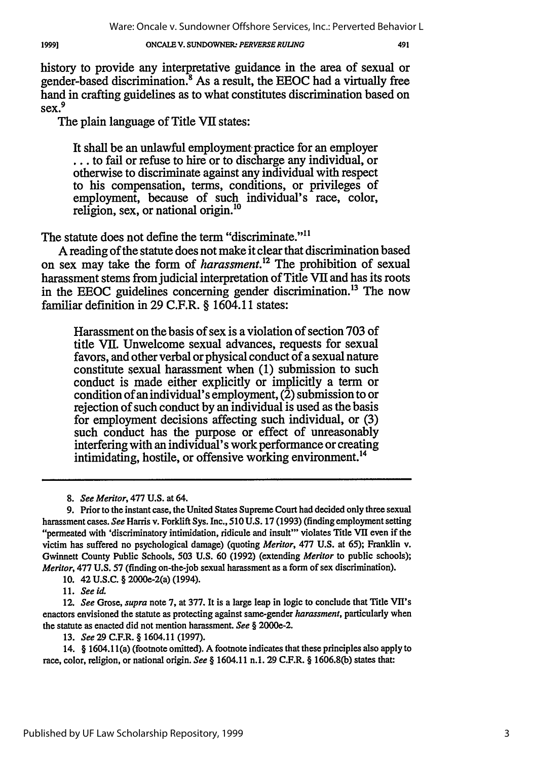history to provide any interpretative guidance in the area of sexual or gender-based discrimination.[8] As a result, the EEOC had a virtually free hand in crafting guidelines as to what constitutes discrimination based on sex.[9]

The plain language of Title VII states:

> It shall be an unlawful employment practice for an employer . . . to fail or refuse to hire or to discharge any individual, or otherwise to discriminate against any individual with respect to his compensation, terms, conditions, or privileges of employment, because of such individual's race, color, religion, sex, or national origin.[10]

The statute does not define the term "discriminate."[11]

A reading of the statute does not make it clear that discrimination based on sex may take the form of *harassment*.[12] The prohibition of sexual harassment stems from judicial interpretation of Title VII and has its roots in the EEOC guidelines concerning gender discrimination.[13] The now familiar definition in 29 C.F.R. § 1604.11 states:

> Harassment on the basis of sex is a violation of section 703 of title VII. Unwelcome sexual advances, requests for sexual favors, and other verbal or physical conduct of a sexual nature constitute sexual harassment when (1) submission to such conduct is made either explicitly or implicitly a term or condition of an individual's employment, (2) submission to or rejection of such conduct by an individual is used as the basis for employment decisions affecting such individual, or (3) such conduct has the purpose or effect of unreasonably interfering with an individual's work performance or creating intimidating, hostile, or offensive working environment.[14]

---

8. *See Meritor*, 477 U.S. at 64.

9. Prior to the instant case, the United States Supreme Court had decided only three sexual harassment cases. *See* Harris v. Forklift Sys. Inc., 510 U.S. 17 (1993) (finding employment setting "permeated with 'discriminatory intimidation, ridicule and insult'" violates Title VII even if the victim has suffered no psychological damage) (quoting *Meritor*, 477 U.S. at 65); Franklin v. Gwinnett County Public Schools, 503 U.S. 60 (1992) (extending *Meritor* to public schools); *Meritor*, 477 U.S. 57 (finding on-the-job sexual harassment as a form of sex discrimination).

10. 42 U.S.C. § 2000e-2(a) (1994).

11. *See id.*

12. *See* Grose, *supra* note 7, at 377. It is a large leap in logic to conclude that Title VII's enactors envisioned the statute as protecting against same-gender *harassment*, particularly when the statute as enacted did not mention harassment. *See* § 2000e-2.

13. *See* 29 C.F.R. § 1604.11 (1997).

14. § 1604.11(a) (footnote omitted). A footnote indicates that these principles also apply to race, color, religion, or national origin. *See* § 1604.11 n.1. 29 C.F.R. § 1606.8(b) states that: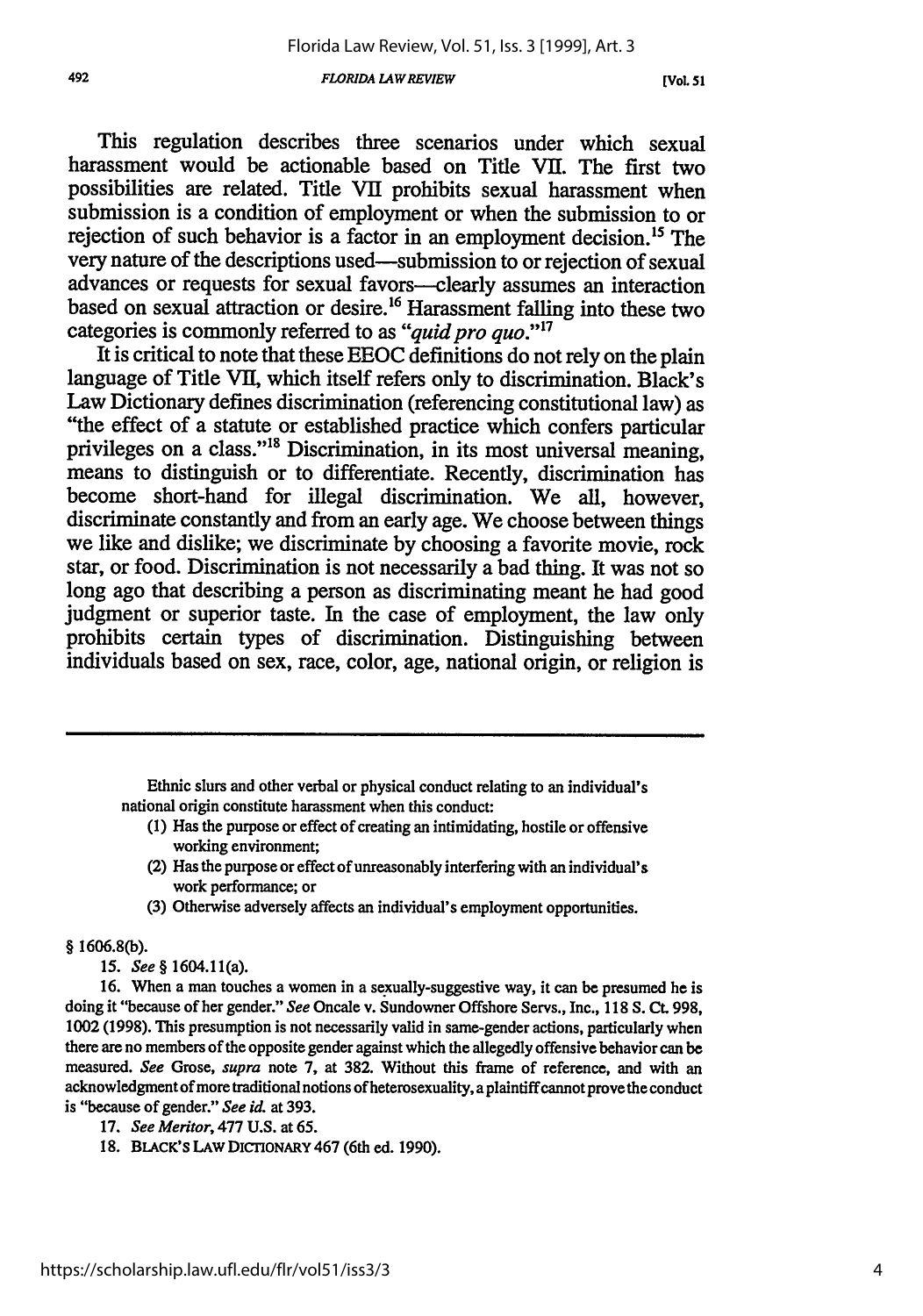This regulation describes three scenarios under which sexual harassment would be actionable based on Title VII. The first two possibilities are related. Title VII prohibits sexual harassment when submission is a condition of employment or when the submission to or rejection of such behavior is a factor in an employment decision.[15] The very nature of the descriptions used—submission to or rejection of sexual advances or requests for sexual favors—clearly assumes an interaction based on sexual attraction or desire.[16] Harassment falling into these two categories is commonly referred to as *"quid pro quo."*[17]

It is critical to note that these EEOC definitions do not rely on the plain language of Title VII, which itself refers only to discrimination. Black's Law Dictionary defines discrimination (referencing constitutional law) as "the effect of a statute or established practice which confers particular privileges on a class."[18] Discrimination, in its most universal meaning, means to distinguish or to differentiate. Recently, discrimination has become short-hand for illegal discrimination. We all, however, discriminate constantly and from an early age. We choose between things we like and dislike; we discriminate by choosing a favorite movie, rock star, or food. Discrimination is not necessarily a bad thing. It was not so long ago that describing a person as discriminating meant he had good judgment or superior taste. In the case of employment, the law only prohibits certain types of discrimination. Distinguishing between individuals based on sex, race, color, age, national origin, or religion is

---

> Ethnic slurs and other verbal or physical conduct relating to an individual's national origin constitute harassment when this conduct:
>
> (1) Has the purpose or effect of creating an intimidating, hostile or offensive working environment;
>
> (2) Has the purpose or effect of unreasonably interfering with an individual's work performance; or
>
> (3) Otherwise adversely affects an individual's employment opportunities.

§ 1606.8(b).

15. *See* § 1604.11(a).

16. When a man touches a women in a sexually-suggestive way, it can be presumed he is doing it "because of her gender." *See* Oncale v. Sundowner Offshore Servs., Inc., 118 S. Ct. 998, 1002 (1998). This presumption is not necessarily valid in same-gender actions, particularly when there are no members of the opposite gender against which the allegedly offensive behavior can be measured. *See* Grose, *supra* note 7, at 382. Without this frame of reference, and with an acknowledgment of more traditional notions of heterosexuality, a plaintiff cannot prove the conduct is "because of gender." *See id.* at 393.

17. *See Meritor*, 477 U.S. at 65.

18. BLACK'S LAW DICTIONARY 467 (6th ed. 1990).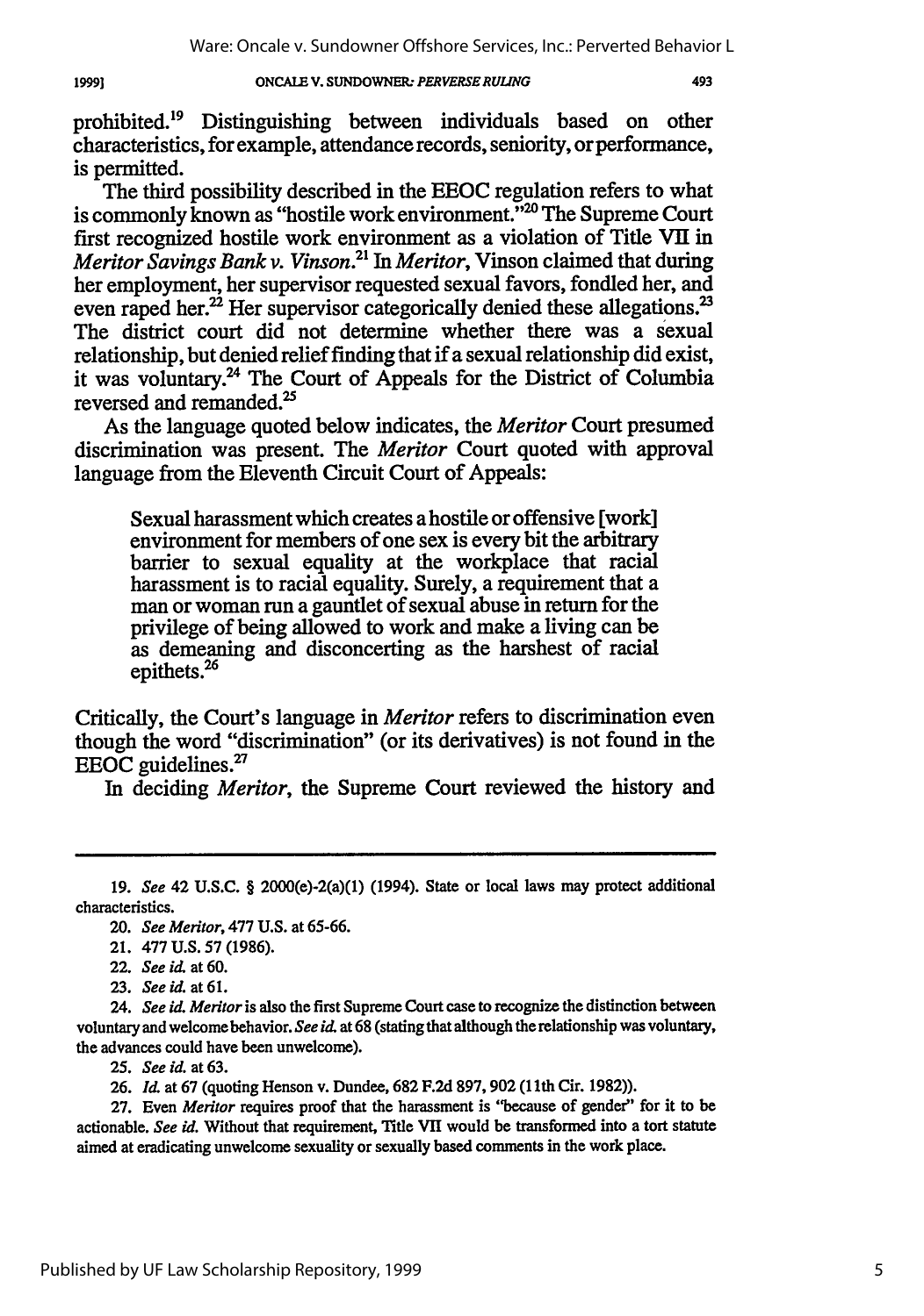prohibited.[19] Distinguishing between individuals based on other characteristics, for example, attendance records, seniority, or performance, is permitted.

The third possibility described in the EEOC regulation refers to what is commonly known as "hostile work environment."[20] The Supreme Court first recognized hostile work environment as a violation of Title VII in *Meritor Savings Bank v. Vinson*.[21] In *Meritor*, Vinson claimed that during her employment, her supervisor requested sexual favors, fondled her, and even raped her.[22] Her supervisor categorically denied these allegations.[23] The district court did not determine whether there was a sexual relationship, but denied relief finding that if a sexual relationship did exist, it was voluntary.[24] The Court of Appeals for the District of Columbia reversed and remanded.[25]

As the language quoted below indicates, the *Meritor* Court presumed discrimination was present. The *Meritor* Court quoted with approval language from the Eleventh Circuit Court of Appeals:

> Sexual harassment which creates a hostile or offensive [work] environment for members of one sex is every bit the arbitrary barrier to sexual equality at the workplace that racial harassment is to racial equality. Surely, a requirement that a man or woman run a gauntlet of sexual abuse in return for the privilege of being allowed to work and make a living can be as demeaning and disconcerting as the harshest of racial epithets.[26]

Critically, the Court's language in *Meritor* refers to discrimination even though the word "discrimination" (or its derivatives) is not found in the EEOC guidelines.[27]

In deciding *Meritor*, the Supreme Court reviewed the history and

---

19. *See* 42 U.S.C. § 2000(e)-2(a)(1) (1994). State or local laws may protect additional characteristics.

20. *See Meritor*, 477 U.S. at 65-66.

21. 477 U.S. 57 (1986).

22. *See id.* at 60.

23. *See id.* at 61.

24. *See id. Meritor* is also the first Supreme Court case to recognize the distinction between voluntary and welcome behavior. *See id.* at 68 (stating that although the relationship was voluntary, the advances could have been unwelcome).

25. *See id.* at 63.

26. *Id.* at 67 (quoting Henson v. Dundee, 682 F.2d 897, 902 (11th Cir. 1982)).

27. Even *Meritor* requires proof that the harassment is "because of gender" for it to be actionable. *See id.* Without that requirement, Title VII would be transformed into a tort statute aimed at eradicating unwelcome sexuality or sexually based comments in the work place.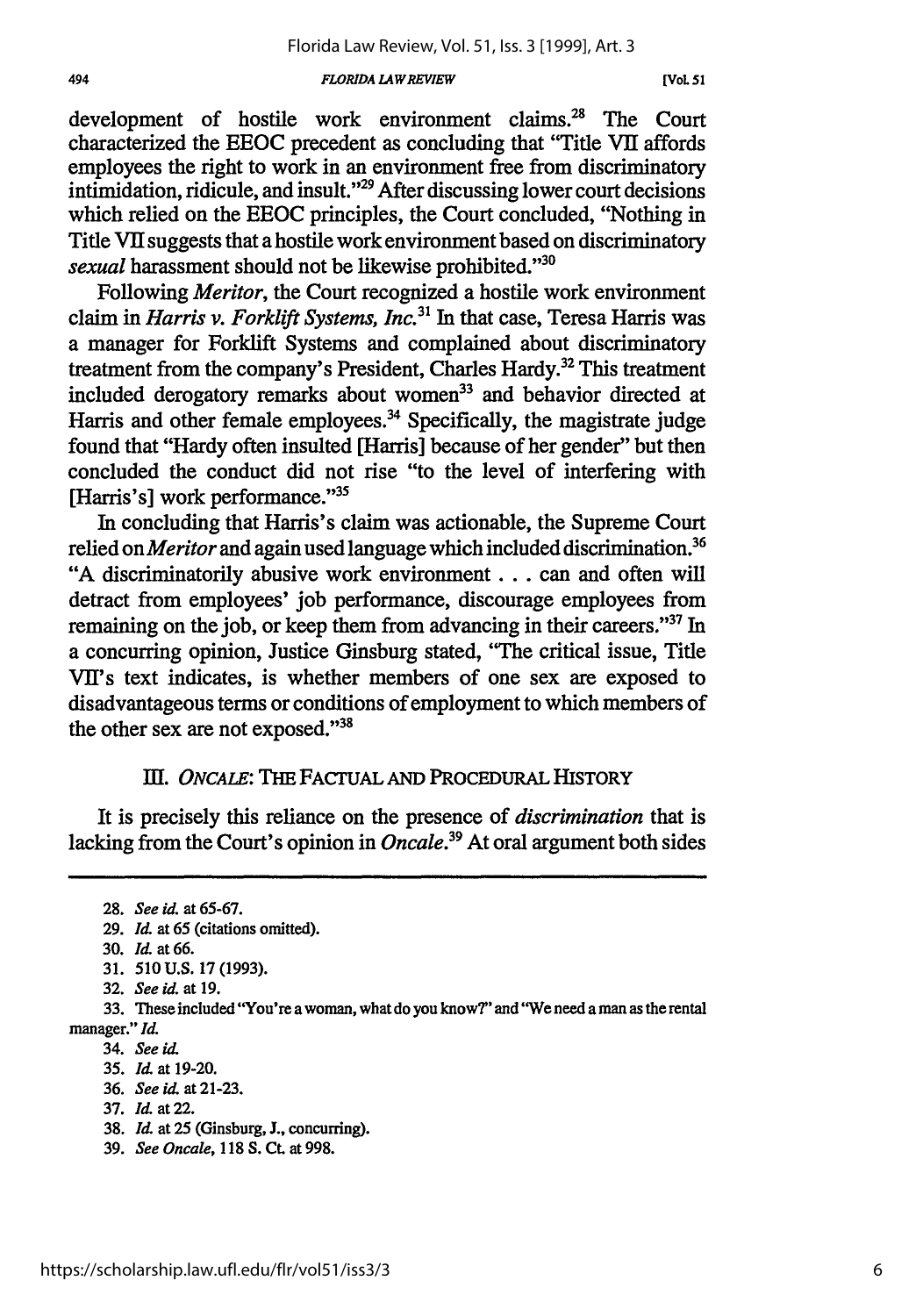development of hostile work environment claims.[28] The Court characterized the EEOC precedent as concluding that "Title VII affords employees the right to work in an environment free from discriminatory intimidation, ridicule, and insult."[29] After discussing lower court decisions which relied on the EEOC principles, the Court concluded, "Nothing in Title VII suggests that a hostile work environment based on discriminatory *sexual* harassment should not be likewise prohibited."[30]

Following *Meritor*, the Court recognized a hostile work environment claim in *Harris v. Forklift Systems, Inc.*[31] In that case, Teresa Harris was a manager for Forklift Systems and complained about discriminatory treatment from the company's President, Charles Hardy.[32] This treatment included derogatory remarks about women[33] and behavior directed at Harris and other female employees.[34] Specifically, the magistrate judge found that "Hardy often insulted [Harris] because of her gender" but then concluded the conduct did not rise "to the level of interfering with [Harris's] work performance."[35]

In concluding that Harris's claim was actionable, the Supreme Court relied on *Meritor* and again used language which included discrimination.[36] "A discriminatorily abusive work environment . . . can and often will detract from employees' job performance, discourage employees from remaining on the job, or keep them from advancing in their careers."[37] In a concurring opinion, Justice Ginsburg stated, "The critical issue, Title VII's text indicates, is whether members of one sex are exposed to disadvantageous terms or conditions of employment to which members of the other sex are not exposed."[38]

## III. *ONCALE*: THE FACTUAL AND PROCEDURAL HISTORY

It is precisely this reliance on the presence of *discrimination* that is lacking from the Court's opinion in *Oncale*.[39] At oral argument both sides

---

28. *See id.* at 65-67.

29. *Id.* at 65 (citations omitted).

30. *Id.* at 66.

31. 510 U.S. 17 (1993).

32. *See id.* at 19.

33. These included "You're a woman, what do you know?" and "We need a man as the rental manager." *Id.*

34. *See id.*

35. *Id.* at 19-20.

36. *See id.* at 21-23.

37. *Id.* at 22.

38. *Id.* at 25 (Ginsburg, J., concurring).

39. *See Oncale*, 118 S. Ct. at 998.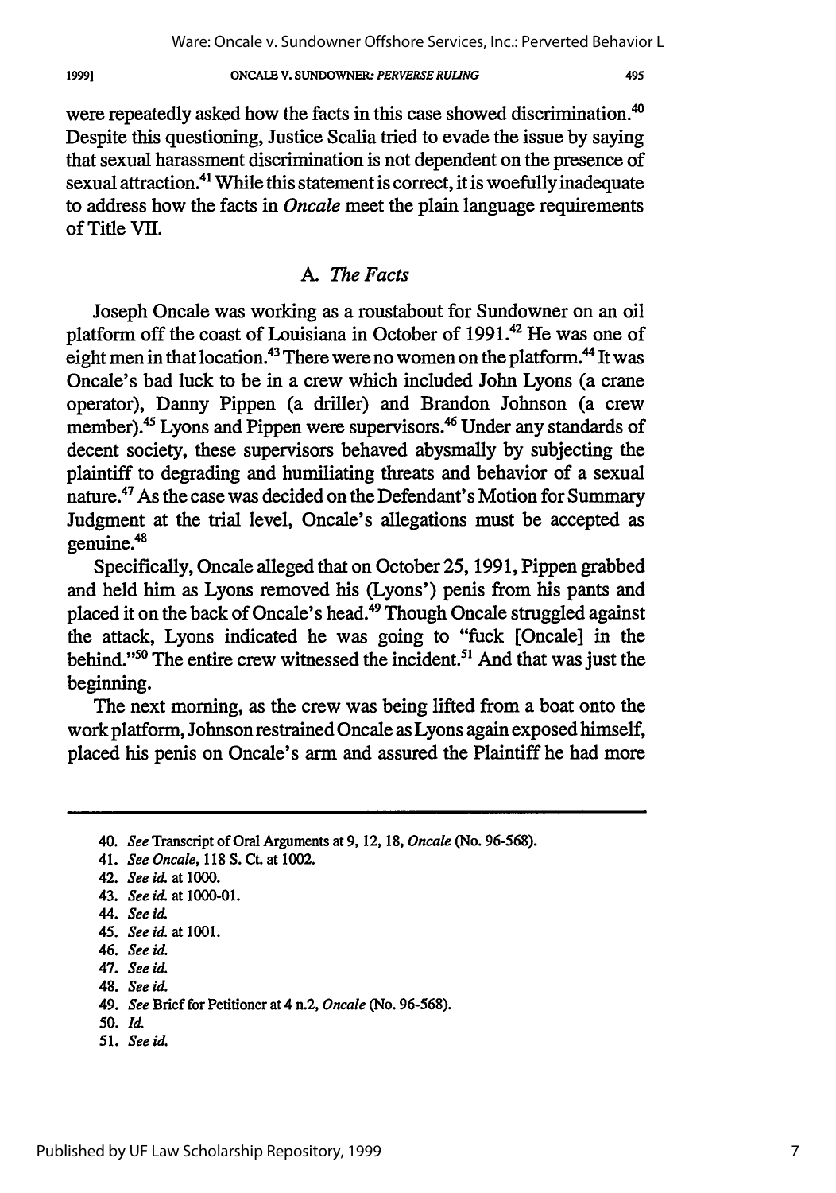were repeatedly asked how the facts in this case showed discrimination.[40] Despite this questioning, Justice Scalia tried to evade the issue by saying that sexual harassment discrimination is not dependent on the presence of sexual attraction.[41] While this statement is correct, it is woefully inadequate to address how the facts in *Oncale* meet the plain language requirements of Title VII.

### A. *The Facts*

Joseph Oncale was working as a roustabout for Sundowner on an oil platform off the coast of Louisiana in October of 1991.[42] He was one of eight men in that location.[43] There were no women on the platform.[44] It was Oncale's bad luck to be in a crew which included John Lyons (a crane operator), Danny Pippen (a driller) and Brandon Johnson (a crew member).[45] Lyons and Pippen were supervisors.[46] Under any standards of decent society, these supervisors behaved abysmally by subjecting the plaintiff to degrading and humiliating threats and behavior of a sexual nature.[47] As the case was decided on the Defendant's Motion for Summary Judgment at the trial level, Oncale's allegations must be accepted as genuine.[48]

Specifically, Oncale alleged that on October 25, 1991, Pippen grabbed and held him as Lyons removed his (Lyons') penis from his pants and placed it on the back of Oncale's head.[49] Though Oncale struggled against the attack, Lyons indicated he was going to "fuck [Oncale] in the behind."[50] The entire crew witnessed the incident.[51] And that was just the beginning.

The next morning, as the crew was being lifted from a boat onto the work platform, Johnson restrained Oncale as Lyons again exposed himself, placed his penis on Oncale's arm and assured the Plaintiff he had more

---

40. *See* Transcript of Oral Arguments at 9, 12, 18, *Oncale* (No. 96-568).

41. *See Oncale*, 118 S. Ct. at 1002.

42. *See id.* at 1000.

43. *See id.* at 1000-01.

44. *See id.*

45. *See id.* at 1001.

46. *See id.*

47. *See id.*

48. *See id.*

49. *See* Brief for Petitioner at 4 n.2, *Oncale* (No. 96-568).

50. *Id.*

51. *See id.*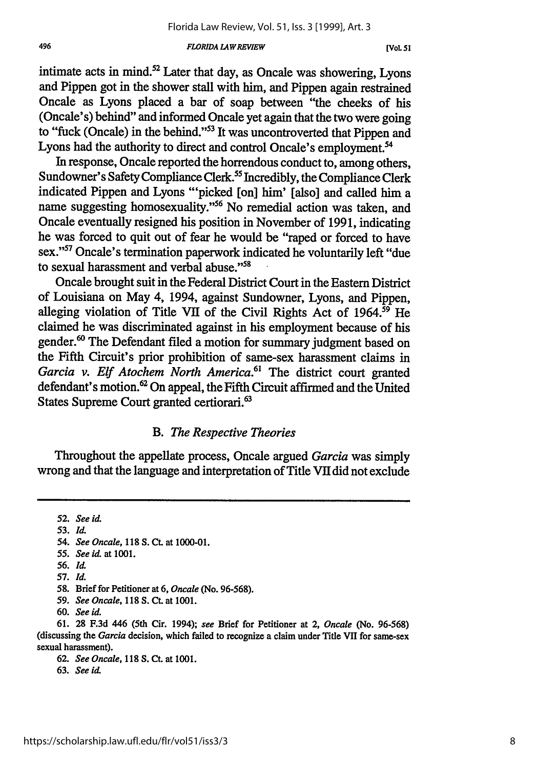intimate acts in mind.[52] Later that day, as Oncale was showering, Lyons and Pippen got in the shower stall with him, and Pippen again restrained Oncale as Lyons placed a bar of soap between "the cheeks of his (Oncale's) behind" and informed Oncale yet again that the two were going to "fuck (Oncale) in the behind."[53] It was uncontroverted that Pippen and Lyons had the authority to direct and control Oncale's employment.[54]

In response, Oncale reported the horrendous conduct to, among others, Sundowner's Safety Compliance Clerk.[55] Incredibly, the Compliance Clerk indicated Pippen and Lyons "'picked [on] him' [also] and called him a name suggesting homosexuality."[56] No remedial action was taken, and Oncale eventually resigned his position in November of 1991, indicating he was forced to quit out of fear he would be "raped or forced to have sex."[57] Oncale's termination paperwork indicated he voluntarily left "due to sexual harassment and verbal abuse."[58]

Oncale brought suit in the Federal District Court in the Eastern District of Louisiana on May 4, 1994, against Sundowner, Lyons, and Pippen, alleging violation of Title VII of the Civil Rights Act of 1964.[59] He claimed he was discriminated against in his employment because of his gender.[60] The Defendant filed a motion for summary judgment based on the Fifth Circuit's prior prohibition of same-sex harassment claims in *Garcia v. Elf Atochem North America*.[61] The district court granted defendant's motion.[62] On appeal, the Fifth Circuit affirmed and the United States Supreme Court granted certiorari.[63]

### B. *The Respective Theories*

Throughout the appellate process, Oncale argued *Garcia* was simply wrong and that the language and interpretation of Title VII did not exclude

---

52. *See id.*
53. *Id.*
54. *See Oncale*, 118 S. Ct. at 1000-01.
55. *See id.* at 1001.
56. *Id.*
57. *Id.*
58. Brief for Petitioner at 6, *Oncale* (No. 96-568).
59. *See Oncale*, 118 S. Ct. at 1001.
60. *See id.*
61. 28 F.3d 446 (5th Cir. 1994); *see* Brief for Petitioner at 2, *Oncale* (No. 96-568) (discussing the *Garcia* decision, which failed to recognize a claim under Title VII for same-sex sexual harassment).
62. *See Oncale*, 118 S. Ct. at 1001.
63. *See id.*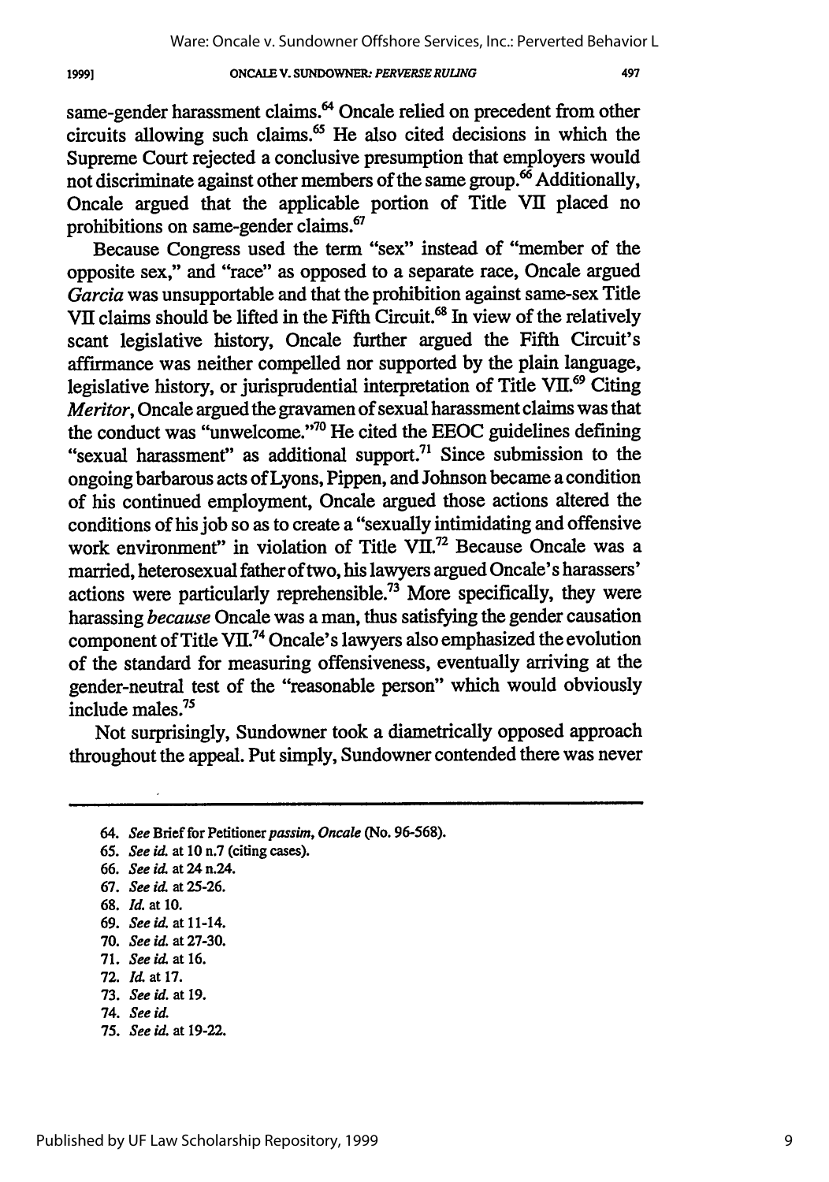same-gender harassment claims.[64] Oncale relied on precedent from other circuits allowing such claims.[65] He also cited decisions in which the Supreme Court rejected a conclusive presumption that employers would not discriminate against other members of the same group.[66] Additionally, Oncale argued that the applicable portion of Title VII placed no prohibitions on same-gender claims.[67]

Because Congress used the term "sex" instead of "member of the opposite sex," and "race" as opposed to a separate race, Oncale argued *Garcia* was unsupportable and that the prohibition against same-sex Title VII claims should be lifted in the Fifth Circuit.[68] In view of the relatively scant legislative history, Oncale further argued the Fifth Circuit's affirmance was neither compelled nor supported by the plain language, legislative history, or jurisprudential interpretation of Title VII.[69] Citing *Meritor*, Oncale argued the gravamen of sexual harassment claims was that the conduct was "unwelcome."[70] He cited the EEOC guidelines defining "sexual harassment" as additional support.[71] Since submission to the ongoing barbarous acts of Lyons, Pippen, and Johnson became a condition of his continued employment, Oncale argued those actions altered the conditions of his job so as to create a "sexually intimidating and offensive work environment" in violation of Title VII.[72] Because Oncale was a married, heterosexual father of two, his lawyers argued Oncale's harassers' actions were particularly reprehensible.[73] More specifically, they were harassing *because* Oncale was a man, thus satisfying the gender causation component of Title VII.[74] Oncale's lawyers also emphasized the evolution of the standard for measuring offensiveness, eventually arriving at the gender-neutral test of the "reasonable person" which would obviously include males.[75]

Not surprisingly, Sundowner took a diametrically opposed approach throughout the appeal. Put simply, Sundowner contended there was never

---

64. *See* Brief for Petitioner *passim*, *Oncale* (No. 96-568).
65. *See id.* at 10 n.7 (citing cases).
66. *See id.* at 24 n.24.
67. *See id.* at 25-26.
68. *Id.* at 10.
69. *See id.* at 11-14.
70. *See id.* at 27-30.
71. *See id.* at 16.
72. *Id.* at 17.
73. *See id.* at 19.
74. *See id.*
75. *See id.* at 19-22.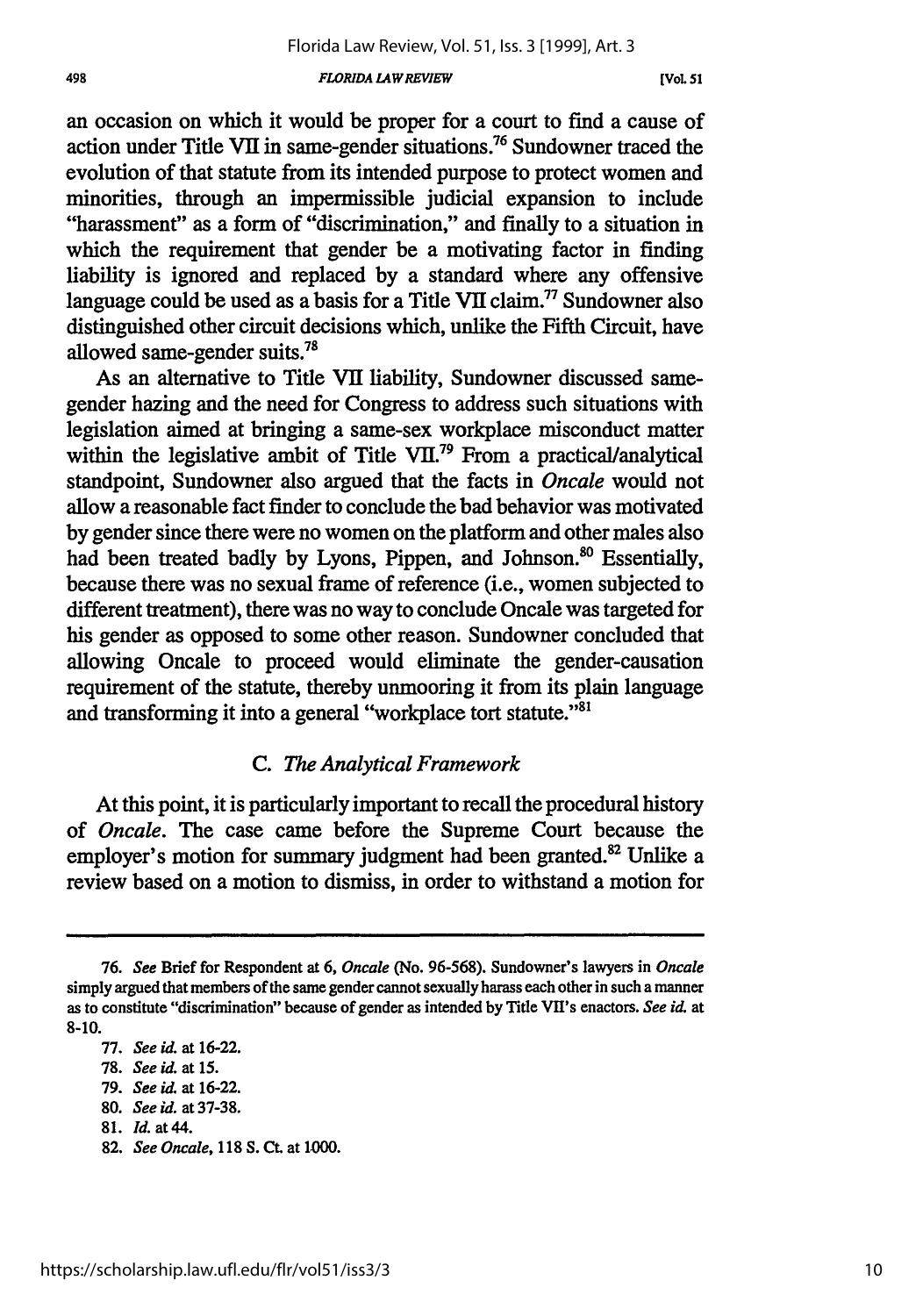an occasion on which it would be proper for a court to find a cause of action under Title VII in same-gender situations.[76] Sundowner traced the evolution of that statute from its intended purpose to protect women and minorities, through an impermissible judicial expansion to include "harassment" as a form of "discrimination," and finally to a situation in which the requirement that gender be a motivating factor in finding liability is ignored and replaced by a standard where any offensive language could be used as a basis for a Title VII claim.[77] Sundowner also distinguished other circuit decisions which, unlike the Fifth Circuit, have allowed same-gender suits.[78]

As an alternative to Title VII liability, Sundowner discussed same-gender hazing and the need for Congress to address such situations with legislation aimed at bringing a same-sex workplace misconduct matter within the legislative ambit of Title VII.[79] From a practical/analytical standpoint, Sundowner also argued that the facts in *Oncale* would not allow a reasonable fact finder to conclude the bad behavior was motivated by gender since there were no women on the platform and other males also had been treated badly by Lyons, Pippen, and Johnson.[80] Essentially, because there was no sexual frame of reference (i.e., women subjected to different treatment), there was no way to conclude Oncale was targeted for his gender as opposed to some other reason. Sundowner concluded that allowing Oncale to proceed would eliminate the gender-causation requirement of the statute, thereby unmooring it from its plain language and transforming it into a general "workplace tort statute."[81]

### C. *The Analytical Framework*

At this point, it is particularly important to recall the procedural history of *Oncale*. The case came before the Supreme Court because the employer's motion for summary judgment had been granted.[82] Unlike a review based on a motion to dismiss, in order to withstand a motion for

---

76. *See* Brief for Respondent at 6, *Oncale* (No. 96-568). Sundowner's lawyers in *Oncale* simply argued that members of the same gender cannot sexually harass each other in such a manner as to constitute "discrimination" because of gender as intended by Title VII's enactors. *See id.* at 8-10.

77. *See id.* at 16-22.

78. *See id.* at 15.

79. *See id.* at 16-22.

80. *See id.* at 37-38.

81. *Id.* at 44.

82. *See Oncale*, 118 S. Ct. at 1000.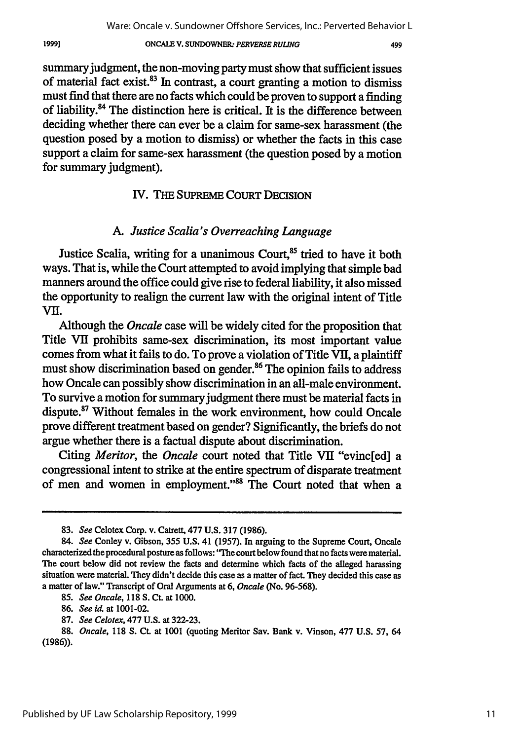summary judgment, the non-moving party must show that sufficient issues of material fact exist.[83] In contrast, a court granting a motion to dismiss must find that there are no facts which could be proven to support a finding of liability.[84] The distinction here is critical. It is the difference between deciding whether there can ever be a claim for same-sex harassment (the question posed by a motion to dismiss) or whether the facts in this case support a claim for same-sex harassment (the question posed by a motion for summary judgment).

## IV. THE SUPREME COURT DECISION

### A. *Justice Scalia's Overreaching Language*

Justice Scalia, writing for a unanimous Court,[85] tried to have it both ways. That is, while the Court attempted to avoid implying that simple bad manners around the office could give rise to federal liability, it also missed the opportunity to realign the current law with the original intent of Title VII.

Although the *Oncale* case will be widely cited for the proposition that Title VII prohibits same-sex discrimination, its most important value comes from what it fails to do. To prove a violation of Title VII, a plaintiff must show discrimination based on gender.[86] The opinion fails to address how Oncale can possibly show discrimination in an all-male environment. To survive a motion for summary judgment there must be material facts in dispute.[87] Without females in the work environment, how could Oncale prove different treatment based on gender? Significantly, the briefs do not argue whether there is a factual dispute about discrimination.

Citing *Meritor*, the *Oncale* court noted that Title VII "evinc[ed] a congressional intent to strike at the entire spectrum of disparate treatment of men and women in employment."[88] The Court noted that when a

---

83. *See* Celotex Corp. v. Catrett, 477 U.S. 317 (1986).

84. *See* Conley v. Gibson, 355 U.S. 41 (1957). In arguing to the Supreme Court, Oncale characterized the procedural posture as follows: "The court below found that no facts were material. The court below did not review the facts and determine which facts of the alleged harassing situation were material. They didn't decide this case as a matter of fact. They decided this case as a matter of law." Transcript of Oral Arguments at 6, *Oncale* (No. 96-568).

85. *See Oncale*, 118 S. Ct. at 1000.

86. *See id.* at 1001-02.

87. *See Celotex*, 477 U.S. at 322-23.

88. *Oncale*, 118 S. Ct. at 1001 (quoting Meritor Sav. Bank v. Vinson, 477 U.S. 57, 64 (1986)).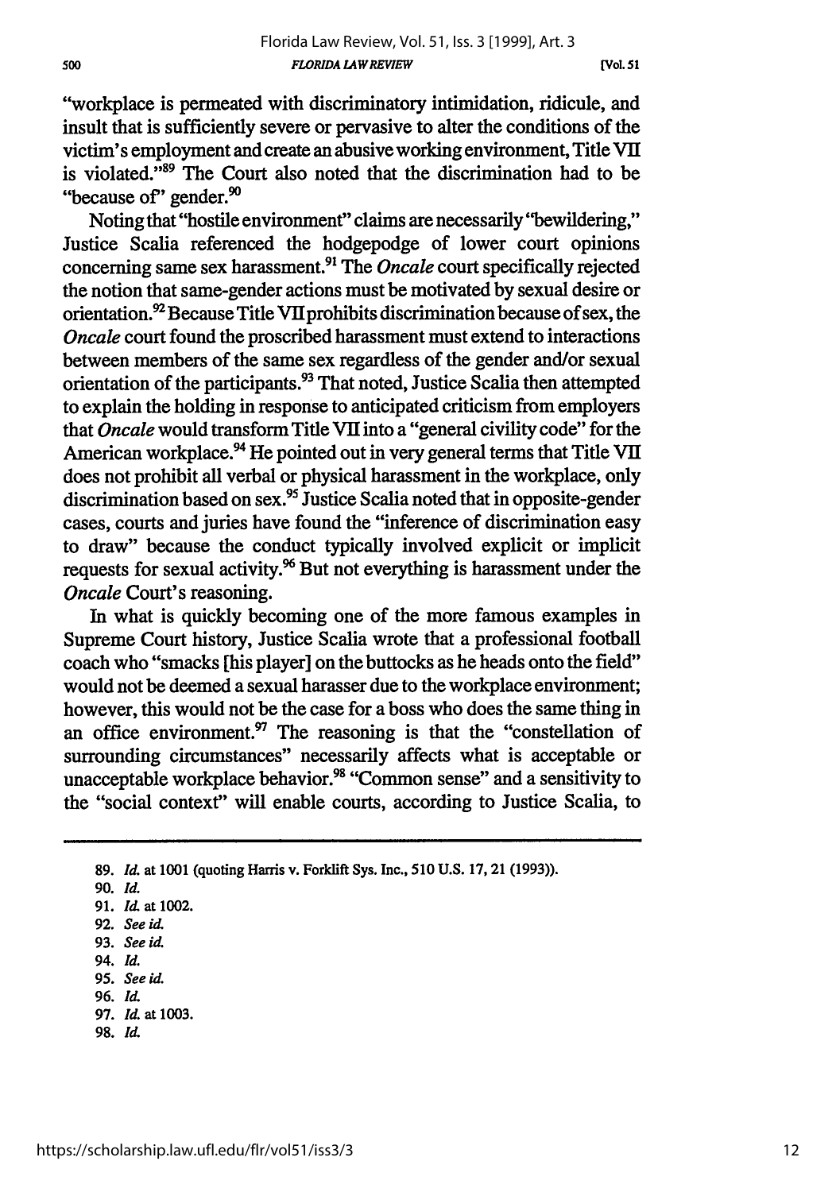"workplace is permeated with discriminatory intimidation, ridicule, and insult that is sufficiently severe or pervasive to alter the conditions of the victim's employment and create an abusive working environment, Title VII is violated."[89] The Court also noted that the discrimination had to be "because of" gender.[90]

Noting that "hostile environment" claims are necessarily "bewildering," Justice Scalia referenced the hodgepodge of lower court opinions concerning same sex harassment.[91] The *Oncale* court specifically rejected the notion that same-gender actions must be motivated by sexual desire or orientation.[92] Because Title VII prohibits discrimination because of sex, the *Oncale* court found the proscribed harassment must extend to interactions between members of the same sex regardless of the gender and/or sexual orientation of the participants.[93] That noted, Justice Scalia then attempted to explain the holding in response to anticipated criticism from employers that *Oncale* would transform Title VII into a "general civility code" for the American workplace.[94] He pointed out in very general terms that Title VII does not prohibit all verbal or physical harassment in the workplace, only discrimination based on sex.[95] Justice Scalia noted that in opposite-gender cases, courts and juries have found the "inference of discrimination easy to draw" because the conduct typically involved explicit or implicit requests for sexual activity.[96] But not everything is harassment under the *Oncale* Court's reasoning.

In what is quickly becoming one of the more famous examples in Supreme Court history, Justice Scalia wrote that a professional football coach who "smacks [his player] on the buttocks as he heads onto the field" would not be deemed a sexual harasser due to the workplace environment; however, this would not be the case for a boss who does the same thing in an office environment.[97] The reasoning is that the "constellation of surrounding circumstances" necessarily affects what is acceptable or unacceptable workplace behavior.[98] "Common sense" and a sensitivity to the "social context" will enable courts, according to Justice Scalia, to

---

89. *Id.* at 1001 (quoting Harris v. Forklift Sys. Inc., 510 U.S. 17, 21 (1993)).
90. *Id.*
91. *Id.* at 1002.
92. *See id.*
93. *See id.*
94. *Id.*
95. *See id.*
96. *Id.*
97. *Id.* at 1003.
98. *Id.*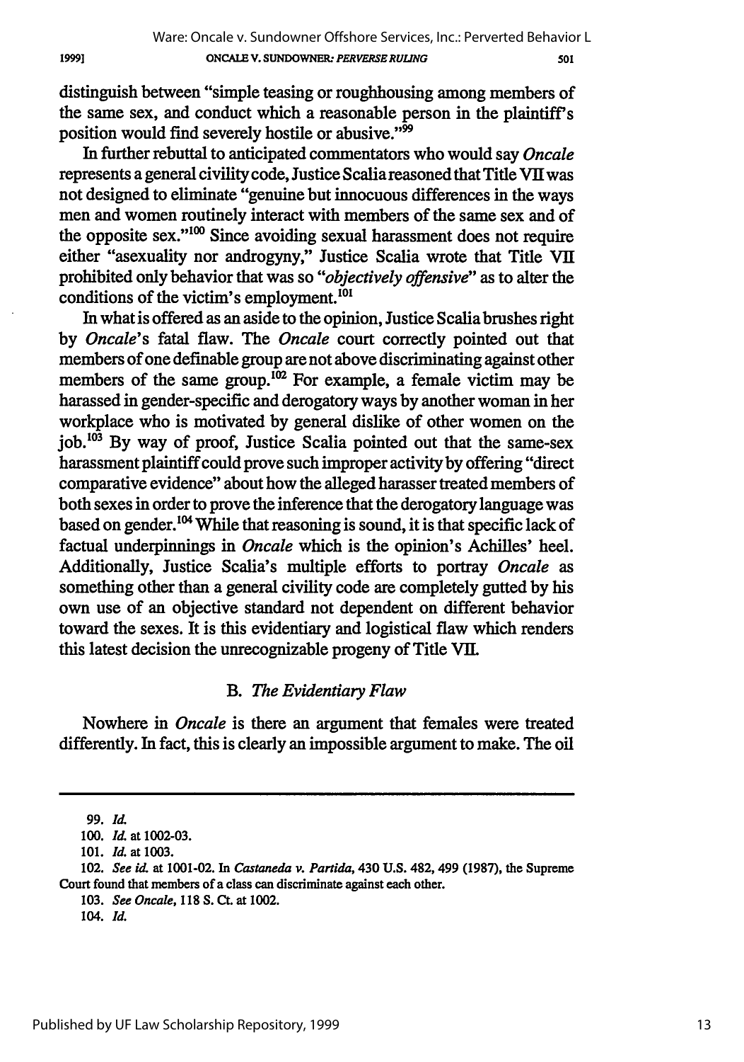distinguish between "simple teasing or roughhousing among members of the same sex, and conduct which a reasonable person in the plaintiff's position would find severely hostile or abusive."[99]

In further rebuttal to anticipated commentators who would say *Oncale* represents a general civility code, Justice Scalia reasoned that Title VII was not designed to eliminate "genuine but innocuous differences in the ways men and women routinely interact with members of the same sex and of the opposite sex."[100] Since avoiding sexual harassment does not require either "asexuality nor androgyny," Justice Scalia wrote that Title VII prohibited only behavior that was so "*objectively offensive*" as to alter the conditions of the victim's employment.[101]

In what is offered as an aside to the opinion, Justice Scalia brushes right by *Oncale*'s fatal flaw. The *Oncale* court correctly pointed out that members of one definable group are not above discriminating against other members of the same group.[102] For example, a female victim may be harassed in gender-specific and derogatory ways by another woman in her workplace who is motivated by general dislike of other women on the job.[103] By way of proof, Justice Scalia pointed out that the same-sex harassment plaintiff could prove such improper activity by offering "direct comparative evidence" about how the alleged harasser treated members of both sexes in order to prove the inference that the derogatory language was based on gender.[104] While that reasoning is sound, it is that specific lack of factual underpinnings in *Oncale* which is the opinion's Achilles' heel. Additionally, Justice Scalia's multiple efforts to portray *Oncale* as something other than a general civility code are completely gutted by his own use of an objective standard not dependent on different behavior toward the sexes. It is this evidentiary and logistical flaw which renders this latest decision the unrecognizable progeny of Title VII.

### B. *The Evidentiary Flaw*

Nowhere in *Oncale* is there an argument that females were treated differently. In fact, this is clearly an impossible argument to make. The oil

---

99. *Id.*

100. *Id.* at 1002-03.

101. *Id.* at 1003.

102. *See id.* at 1001-02. In *Castaneda v. Partida*, 430 U.S. 482, 499 (1987), the Supreme Court found that members of a class can discriminate against each other.

103. *See Oncale*, 118 S. Ct. at 1002.

104. *Id.*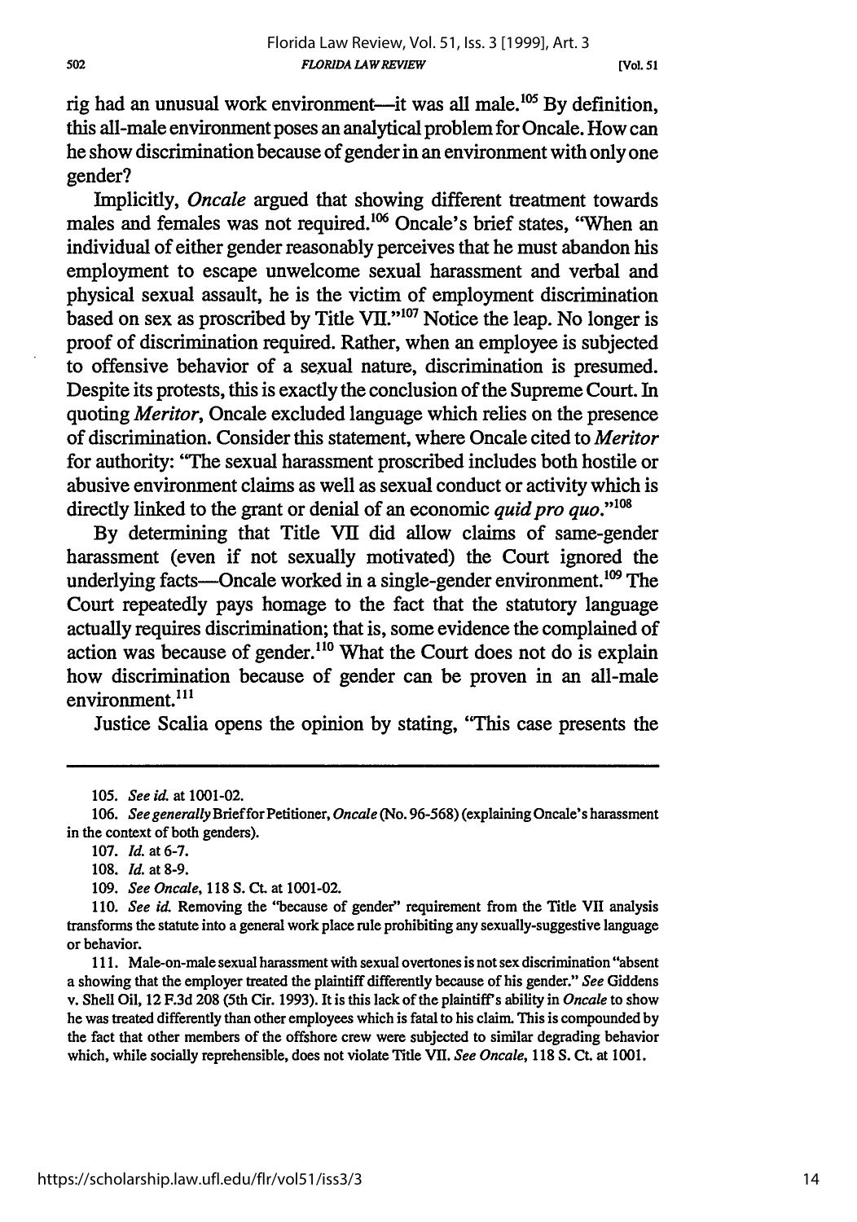rig had an unusual work environment—it was all male.[105] By definition, this all-male environment poses an analytical problem for Oncale. How can he show discrimination because of gender in an environment with only one gender?

Implicitly, *Oncale* argued that showing different treatment towards males and females was not required.[106] Oncale's brief states, "When an individual of either gender reasonably perceives that he must abandon his employment to escape unwelcome sexual harassment and verbal and physical sexual assault, he is the victim of employment discrimination based on sex as proscribed by Title VII."[107] Notice the leap. No longer is proof of discrimination required. Rather, when an employee is subjected to offensive behavior of a sexual nature, discrimination is presumed. Despite its protests, this is exactly the conclusion of the Supreme Court. In quoting *Meritor*, Oncale excluded language which relies on the presence of discrimination. Consider this statement, where Oncale cited to *Meritor* for authority: "The sexual harassment proscribed includes both hostile or abusive environment claims as well as sexual conduct or activity which is directly linked to the grant or denial of an economic *quid pro quo*."[108]

By determining that Title VII did allow claims of same-gender harassment (even if not sexually motivated) the Court ignored the underlying facts—Oncale worked in a single-gender environment.[109] The Court repeatedly pays homage to the fact that the statutory language actually requires discrimination; that is, some evidence the complained of action was because of gender.[110] What the Court does not do is explain how discrimination because of gender can be proven in an all-male environment.[111]

Justice Scalia opens the opinion by stating, "This case presents the

---

105. *See id.* at 1001-02.

106. *See generally* Brief for Petitioner, *Oncale* (No. 96-568) (explaining Oncale's harassment in the context of both genders).

107. *Id.* at 6-7.

108. *Id.* at 8-9.

109. *See Oncale*, 118 S. Ct. at 1001-02.

110. *See id.* Removing the "because of gender" requirement from the Title VII analysis transforms the statute into a general work place rule prohibiting any sexually-suggestive language or behavior.

111. Male-on-male sexual harassment with sexual overtones is not sex discrimination "absent a showing that the employer treated the plaintiff differently because of his gender." *See* Giddens v. Shell Oil, 12 F.3d 208 (5th Cir. 1993). It is this lack of the plaintiff's ability in *Oncale* to show he was treated differently than other employees which is fatal to his claim. This is compounded by the fact that other members of the offshore crew were subjected to similar degrading behavior which, while socially reprehensible, does not violate Title VII. *See Oncale*, 118 S. Ct. at 1001.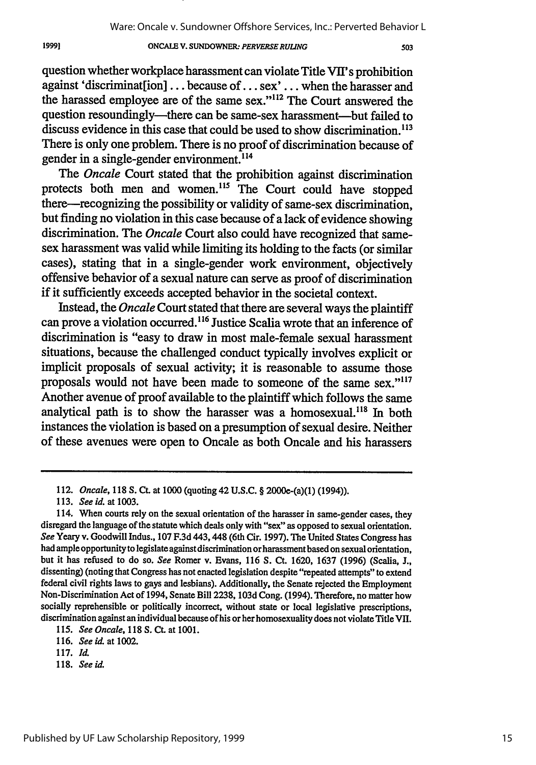question whether workplace harassment can violate Title VII's prohibition against 'discriminat[ion] . . . because of . . . sex' . . . when the harasser and the harassed employee are of the same sex."[112] The Court answered the question resoundingly—there can be same-sex harassment—but failed to discuss evidence in this case that could be used to show discrimination.[113] There is only one problem. There is no proof of discrimination because of gender in a single-gender environment.[114]

The *Oncale* Court stated that the prohibition against discrimination protects both men and women.[115] The Court could have stopped there—recognizing the possibility or validity of same-sex discrimination, but finding no violation in this case because of a lack of evidence showing discrimination. The *Oncale* Court also could have recognized that same-sex harassment was valid while limiting its holding to the facts (or similar cases), stating that in a single-gender work environment, objectively offensive behavior of a sexual nature can serve as proof of discrimination if it sufficiently exceeds accepted behavior in the societal context.

Instead, the *Oncale* Court stated that there are several ways the plaintiff can prove a violation occurred.[116] Justice Scalia wrote that an inference of discrimination is "easy to draw in most male-female sexual harassment situations, because the challenged conduct typically involves explicit or implicit proposals of sexual activity; it is reasonable to assume those proposals would not have been made to someone of the same sex."[117] Another avenue of proof available to the plaintiff which follows the same analytical path is to show the harasser was a homosexual.[118] In both instances the violation is based on a presumption of sexual desire. Neither of these avenues were open to Oncale as both Oncale and his harassers

---

112. *Oncale*, 118 S. Ct. at 1000 (quoting 42 U.S.C. § 2000e-(a)(1) (1994)).

113. *See id.* at 1003.

114. When courts rely on the sexual orientation of the harasser in same-gender cases, they disregard the language of the statute which deals only with "sex" as opposed to sexual orientation. *See* Yeary v. Goodwill Indus., 107 F.3d 443, 448 (6th Cir. 1997). The United States Congress has had ample opportunity to legislate against discrimination or harassment based on sexual orientation, but it has refused to do so. *See* Romer v. Evans, 116 S. Ct. 1620, 1637 (1996) (Scalia, J., dissenting) (noting that Congress has not enacted legislation despite "repeated attempts" to extend federal civil rights laws to gays and lesbians). Additionally, the Senate rejected the Employment Non-Discrimination Act of 1994, Senate Bill 2238, 103d Cong. (1994). Therefore, no matter how socially reprehensible or politically incorrect, without state or local legislative prescriptions, discrimination against an individual because of his or her homosexuality does not violate Title VII.

115. *See Oncale*, 118 S. Ct. at 1001.

116. *See id.* at 1002.

117. *Id.*

118. *See id.*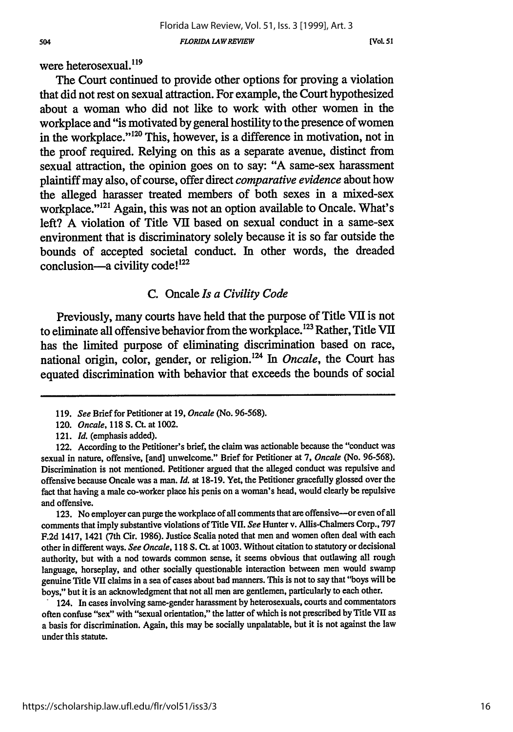were heterosexual.[119]

The Court continued to provide other options for proving a violation that did not rest on sexual attraction. For example, the Court hypothesized about a woman who did not like to work with other women in the workplace and "is motivated by general hostility to the presence of women in the workplace."[120] This, however, is a difference in motivation, not in the proof required. Relying on this as a separate avenue, distinct from sexual attraction, the opinion goes on to say: "A same-sex harassment plaintiff may also, of course, offer direct *comparative evidence* about how the alleged harasser treated members of both sexes in a mixed-sex workplace."[121] Again, this was not an option available to Oncale. What's left? A violation of Title VII based on sexual conduct in a same-sex environment that is discriminatory solely because it is so far outside the bounds of accepted societal conduct. In other words, the dreaded conclusion—a civility code![122]

### C. *Oncale* Is a Civility Code

Previously, many courts have held that the purpose of Title VII is not to eliminate all offensive behavior from the workplace.[123] Rather, Title VII has the limited purpose of eliminating discrimination based on race, national origin, color, gender, or religion.[124] In *Oncale*, the Court has equated discrimination with behavior that exceeds the bounds of social

---

119. *See* Brief for Petitioner at 19, *Oncale* (No. 96-568).

120. *Oncale*, 118 S. Ct. at 1002.

121. *Id.* (emphasis added).

122. According to the Petitioner's brief, the claim was actionable because the "conduct was sexual in nature, offensive, [and] unwelcome." Brief for Petitioner at 7, *Oncale* (No. 96-568). Discrimination is not mentioned. Petitioner argued that the alleged conduct was repulsive and offensive because Oncale was a man. *Id.* at 18-19. Yet, the Petitioner gracefully glossed over the fact that having a male co-worker place his penis on a woman's head, would clearly be repulsive and offensive.

123. No employer can purge the workplace of all comments that are offensive—or even of all comments that imply substantive violations of Title VII. *See* Hunter v. Allis-Chalmers Corp., 797 F.2d 1417, 1421 (7th Cir. 1986). Justice Scalia noted that men and women often deal with each other in different ways. *See Oncale*, 118 S. Ct. at 1003. Without citation to statutory or decisional authority, but with a nod towards common sense, it seems obvious that outlawing all rough language, horseplay, and other socially questionable interaction between men would swamp genuine Title VII claims in a sea of cases about bad manners. This is not to say that "boys will be boys," but it is an acknowledgment that not all men are gentlemen, particularly to each other.

124. In cases involving same-gender harassment by heterosexuals, courts and commentators often confuse "sex" with "sexual orientation," the latter of which is not prescribed by Title VII as a basis for discrimination. Again, this may be socially unpalatable, but it is not against the law under this statute.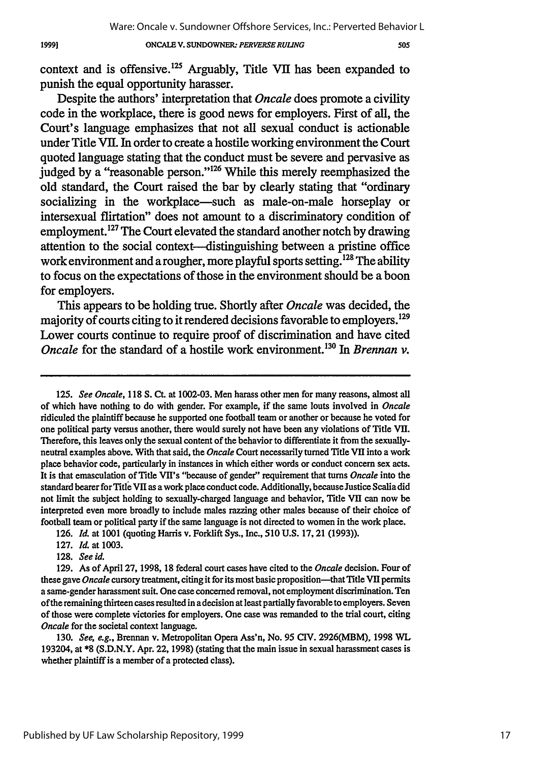context and is offensive.[125] Arguably, Title VII has been expanded to punish the equal opportunity harasser.

Despite the authors' interpretation that *Oncale* does promote a civility code in the workplace, there is good news for employers. First of all, the Court's language emphasizes that not all sexual conduct is actionable under Title VII. In order to create a hostile working environment the Court quoted language stating that the conduct must be severe and pervasive as judged by a "reasonable person."[126] While this merely reemphasized the old standard, the Court raised the bar by clearly stating that "ordinary socializing in the workplace—such as male-on-male horseplay or intersexual flirtation" does not amount to a discriminatory condition of employment.[127] The Court elevated the standard another notch by drawing attention to the social context—distinguishing between a pristine office work environment and a rougher, more playful sports setting.[128] The ability to focus on the expectations of those in the environment should be a boon for employers.

This appears to be holding true. Shortly after *Oncale* was decided, the majority of courts citing to it rendered decisions favorable to employers.[129] Lower courts continue to require proof of discrimination and have cited *Oncale* for the standard of a hostile work environment.[130] In *Brennan v.*

---

125. *See Oncale*, 118 S. Ct. at 1002-03. Men harass other men for many reasons, almost all of which have nothing to do with gender. For example, if the same louts involved in *Oncale* ridiculed the plaintiff because he supported one football team or another or because he voted for one political party versus another, there would surely not have been any violations of Title VII. Therefore, this leaves only the sexual content of the behavior to differentiate it from the sexually-neutral examples above. With that said, the *Oncale* Court necessarily turned Title VII into a work place behavior code, particularly in instances in which either words or conduct concern sex acts. It is that emasculation of Title VII's "because of gender" requirement that turns *Oncale* into the standard bearer for Title VII as a work place conduct code. Additionally, because Justice Scalia did not limit the subject holding to sexually-charged language and behavior, Title VII can now be interpreted even more broadly to include males razzing other males because of their choice of football team or political party if the same language is not directed to women in the work place.

126. *Id.* at 1001 (quoting Harris v. Forklift Sys., Inc., 510 U.S. 17, 21 (1993)).

127. *Id.* at 1003.

128. *See id.*

129. As of April 27, 1998, 18 federal court cases have cited to the *Oncale* decision. Four of these gave *Oncale* cursory treatment, citing it for its most basic proposition—that Title VII permits a same-gender harassment suit. One case concerned removal, not employment discrimination. Ten of the remaining thirteen cases resulted in a decision at least partially favorable to employers. Seven of those were complete victories for employers. One case was remanded to the trial court, citing *Oncale* for the societal context language.

130. *See, e.g.*, Brennan v. Metropolitan Opera Ass'n, No. 95 CIV. 2926(MBM), 1998 WL 193204, at *8 (S.D.N.Y. Apr. 22, 1998) (stating that the main issue in sexual harassment cases is whether plaintiff is a member of a protected class).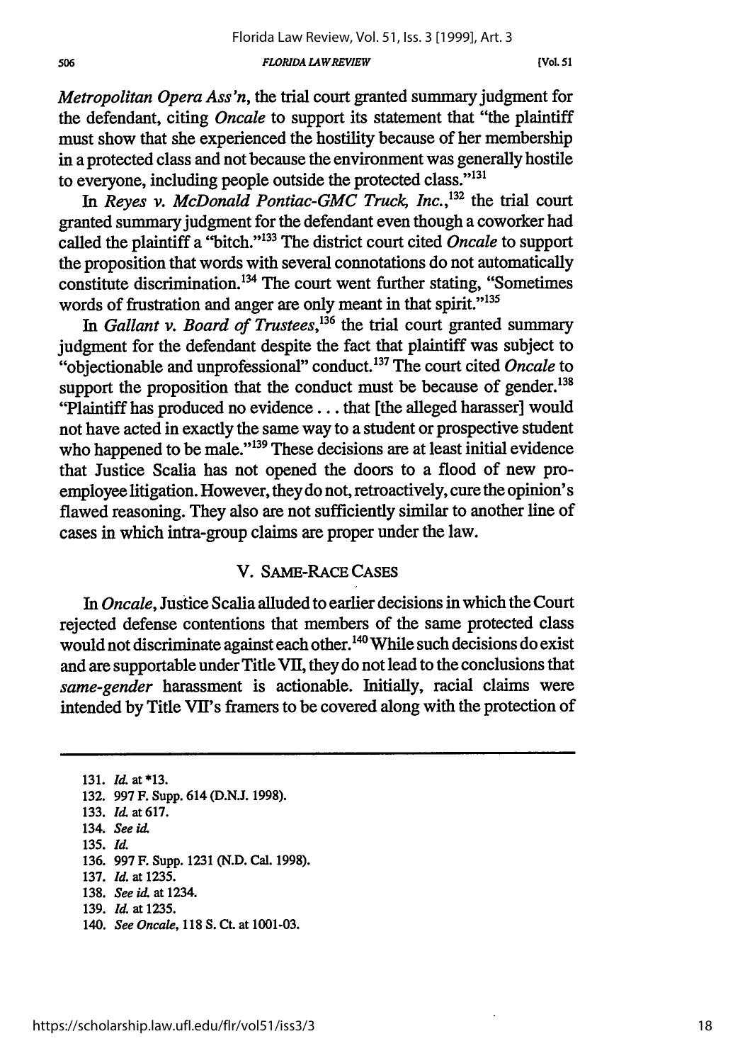*Metropolitan Opera Ass'n*, the trial court granted summary judgment for the defendant, citing *Oncale* to support its statement that "the plaintiff must show that she experienced the hostility because of her membership in a protected class and not because the environment was generally hostile to everyone, including people outside the protected class."[131]

In *Reyes v. McDonald Pontiac-GMC Truck, Inc.*,[132] the trial court granted summary judgment for the defendant even though a coworker had called the plaintiff a "bitch."[133] The district court cited *Oncale* to support the proposition that words with several connotations do not automatically constitute discrimination.[134] The court went further stating, "Sometimes words of frustration and anger are only meant in that spirit."[135]

In *Gallant v. Board of Trustees*,[136] the trial court granted summary judgment for the defendant despite the fact that plaintiff was subject to "objectionable and unprofessional" conduct.[137] The court cited *Oncale* to support the proposition that the conduct must be because of gender.[138] "Plaintiff has produced no evidence . . . that [the alleged harasser] would not have acted in exactly the same way to a student or prospective student who happened to be male."[139] These decisions are at least initial evidence that Justice Scalia has not opened the doors to a flood of new pro-employee litigation. However, they do not, retroactively, cure the opinion's flawed reasoning. They also are not sufficiently similar to another line of cases in which intra-group claims are proper under the law.

## V. SAME-RACE CASES

In *Oncale*, Justice Scalia alluded to earlier decisions in which the Court rejected defense contentions that members of the same protected class would not discriminate against each other.[140] While such decisions do exist and are supportable under Title VII, they do not lead to the conclusions that *same-gender* harassment is actionable. Initially, racial claims were intended by Title VII's framers to be covered along with the protection of

---

131. *Id.* at *13.
132. 997 F. Supp. 614 (D.N.J. 1998).
133. *Id.* at 617.
134. *See id.*
135. *Id.*
136. 997 F. Supp. 1231 (N.D. Cal. 1998).
137. *Id.* at 1235.
138. *See id.* at 1234.
139. *Id.* at 1235.
140. *See Oncale*, 118 S. Ct. at 1001-03.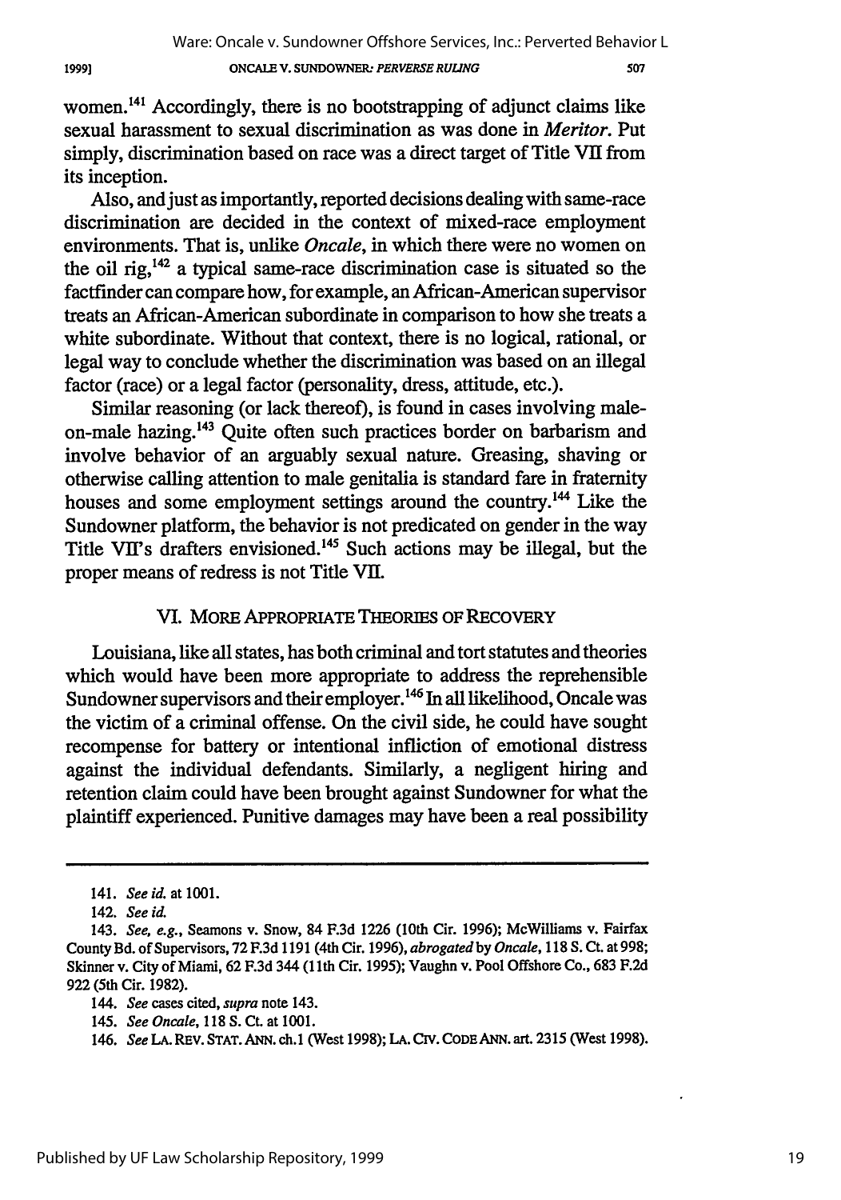women.[141] Accordingly, there is no bootstrapping of adjunct claims like sexual harassment to sexual discrimination as was done in *Meritor*. Put simply, discrimination based on race was a direct target of Title VII from its inception.

Also, and just as importantly, reported decisions dealing with same-race discrimination are decided in the context of mixed-race employment environments. That is, unlike *Oncale*, in which there were no women on the oil rig,[142] a typical same-race discrimination case is situated so the factfinder can compare how, for example, an African-American supervisor treats an African-American subordinate in comparison to how she treats a white subordinate. Without that context, there is no logical, rational, or legal way to conclude whether the discrimination was based on an illegal factor (race) or a legal factor (personality, dress, attitude, etc.).

Similar reasoning (or lack thereof), is found in cases involving male-on-male hazing.[143] Quite often such practices border on barbarism and involve behavior of an arguably sexual nature. Greasing, shaving or otherwise calling attention to male genitalia is standard fare in fraternity houses and some employment settings around the country.[144] Like the Sundowner platform, the behavior is not predicated on gender in the way Title VII's drafters envisioned.[145] Such actions may be illegal, but the proper means of redress is not Title VII.

## VI. MORE APPROPRIATE THEORIES OF RECOVERY

Louisiana, like all states, has both criminal and tort statutes and theories which would have been more appropriate to address the reprehensible Sundowner supervisors and their employer.[146] In all likelihood, Oncale was the victim of a criminal offense. On the civil side, he could have sought recompense for battery or intentional infliction of emotional distress against the individual defendants. Similarly, a negligent hiring and retention claim could have been brought against Sundowner for what the plaintiff experienced. Punitive damages may have been a real possibility

---

141. *See id.* at 1001.

142. *See id.*

143. *See, e.g.*, Seamons v. Snow, 84 F.3d 1226 (10th Cir. 1996); McWilliams v. Fairfax County Bd. of Supervisors, 72 F.3d 1191 (4th Cir. 1996), *abrogated* by *Oncale*, 118 S. Ct. at 998; Skinner v. City of Miami, 62 F.3d 344 (11th Cir. 1995); Vaughn v. Pool Offshore Co., 683 F.2d 922 (5th Cir. 1982).

144. *See* cases cited, *supra* note 143.

145. *See Oncale*, 118 S. Ct. at 1001.

146. *See* LA. REV. STAT. ANN. ch. 1 (West 1998); LA. CIV. CODE ANN. art. 2315 (West 1998).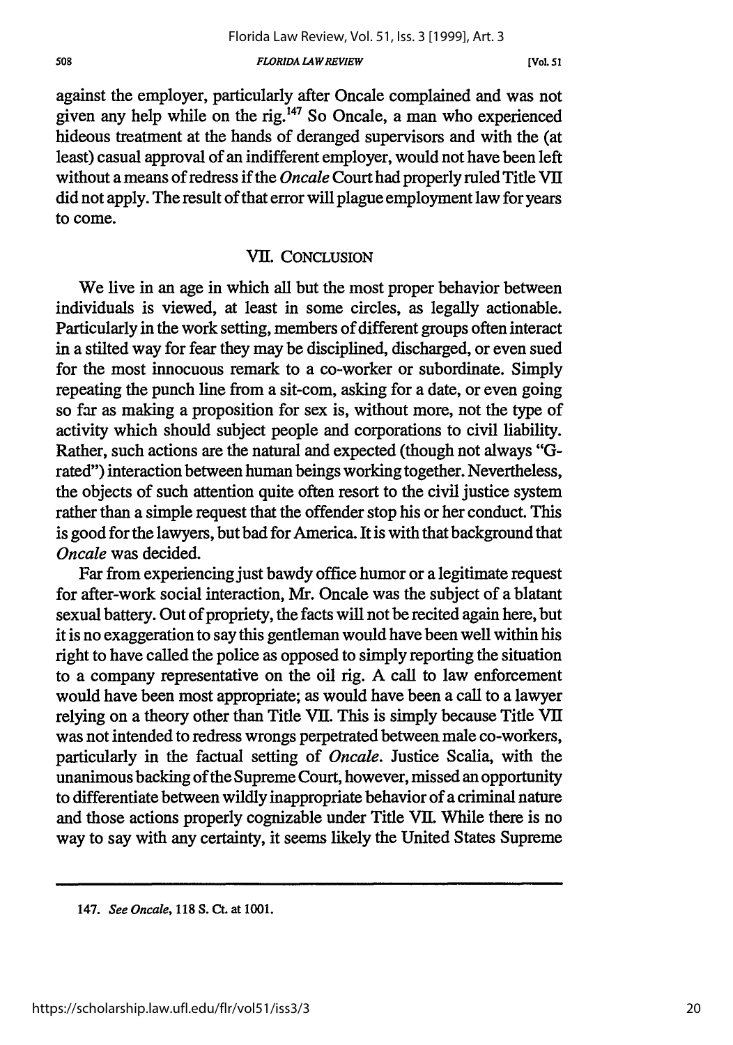against the employer, particularly after Oncale complained and was not given any help while on the rig.[147] So Oncale, a man who experienced hideous treatment at the hands of deranged supervisors and with the (at least) casual approval of an indifferent employer, would not have been left without a means of redress if the *Oncale* Court had properly ruled Title VII did not apply. The result of that error will plague employment law for years to come.

## VII. CONCLUSION

We live in an age in which all but the most proper behavior between individuals is viewed, at least in some circles, as legally actionable. Particularly in the work setting, members of different groups often interact in a stilted way for fear they may be disciplined, discharged, or even sued for the most innocuous remark to a co-worker or subordinate. Simply repeating the punch line from a sit-com, asking for a date, or even going so far as making a proposition for sex is, without more, not the type of activity which should subject people and corporations to civil liability. Rather, such actions are the natural and expected (though not always "G-rated") interaction between human beings working together. Nevertheless, the objects of such attention quite often resort to the civil justice system rather than a simple request that the offender stop his or her conduct. This is good for the lawyers, but bad for America. It is with that background that *Oncale* was decided.

Far from experiencing just bawdy office humor or a legitimate request for after-work social interaction, Mr. Oncale was the subject of a blatant sexual battery. Out of propriety, the facts will not be recited again here, but it is no exaggeration to say this gentleman would have been well within his right to have called the police as opposed to simply reporting the situation to a company representative on the oil rig. A call to law enforcement would have been most appropriate; as would have been a call to a lawyer relying on a theory other than Title VII. This is simply because Title VII was not intended to redress wrongs perpetrated between male co-workers, particularly in the factual setting of *Oncale*. Justice Scalia, with the unanimous backing of the Supreme Court, however, missed an opportunity to differentiate between wildly inappropriate behavior of a criminal nature and those actions properly cognizable under Title VII. While there is no way to say with any certainty, it seems likely the United States Supreme

---

147. *See Oncale*, 118 S. Ct. at 1001.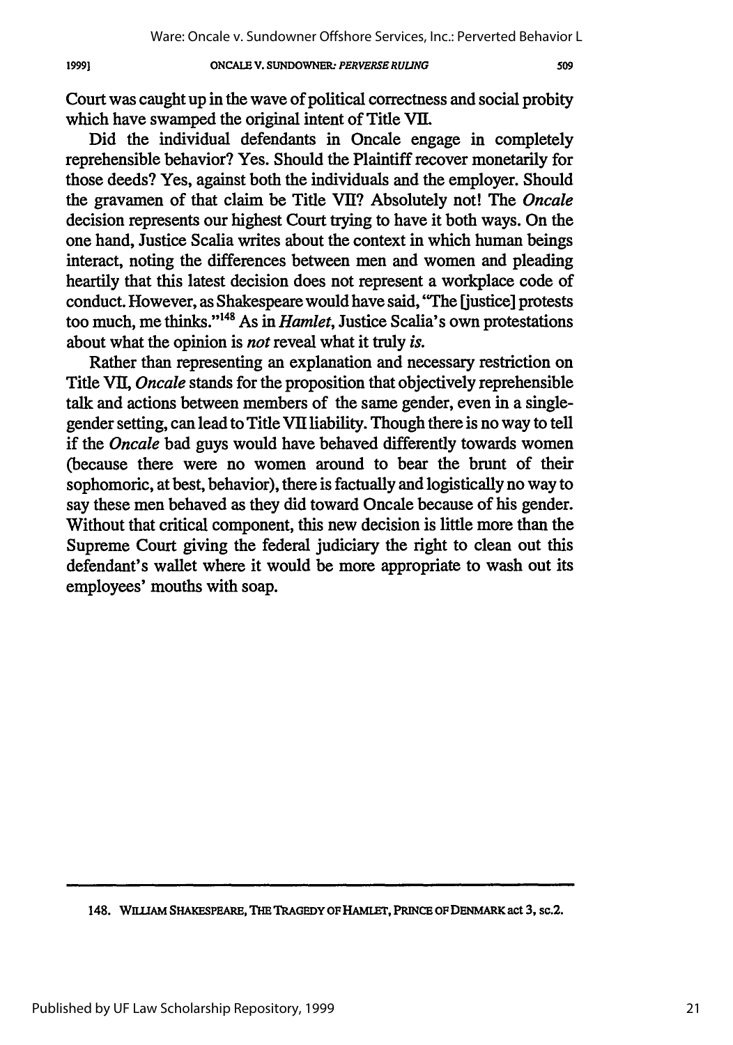Court was caught up in the wave of political correctness and social probity which have swamped the original intent of Title VII.

Did the individual defendants in Oncale engage in completely reprehensible behavior? Yes. Should the Plaintiff recover monetarily for those deeds? Yes, against both the individuals and the employer. Should the gravamen of that claim be Title VII? Absolutely not! The *Oncale* decision represents our highest Court trying to have it both ways. On the one hand, Justice Scalia writes about the context in which human beings interact, noting the differences between men and women and pleading heartily that this latest decision does not represent a workplace code of conduct. However, as Shakespeare would have said, "The [justice] protests too much, me thinks."[148] As in *Hamlet*, Justice Scalia's own protestations about what the opinion is *not* reveal what it truly *is*.

Rather than representing an explanation and necessary restriction on Title VII, *Oncale* stands for the proposition that objectively reprehensible talk and actions between members of the same gender, even in a single-gender setting, can lead to Title VII liability. Though there is no way to tell if the *Oncale* bad guys would have behaved differently towards women (because there were no women around to bear the brunt of their sophomoric, at best, behavior), there is factually and logistically no way to say these men behaved as they did toward Oncale because of his gender. Without that critical component, this new decision is little more than the Supreme Court giving the federal judiciary the right to clean out this defendant's wallet where it would be more appropriate to wash out its employees' mouths with soap.

---

148. WILLIAM SHAKESPEARE, THE TRAGEDY OF HAMLET, PRINCE OF DENMARK act 3, sc.2.